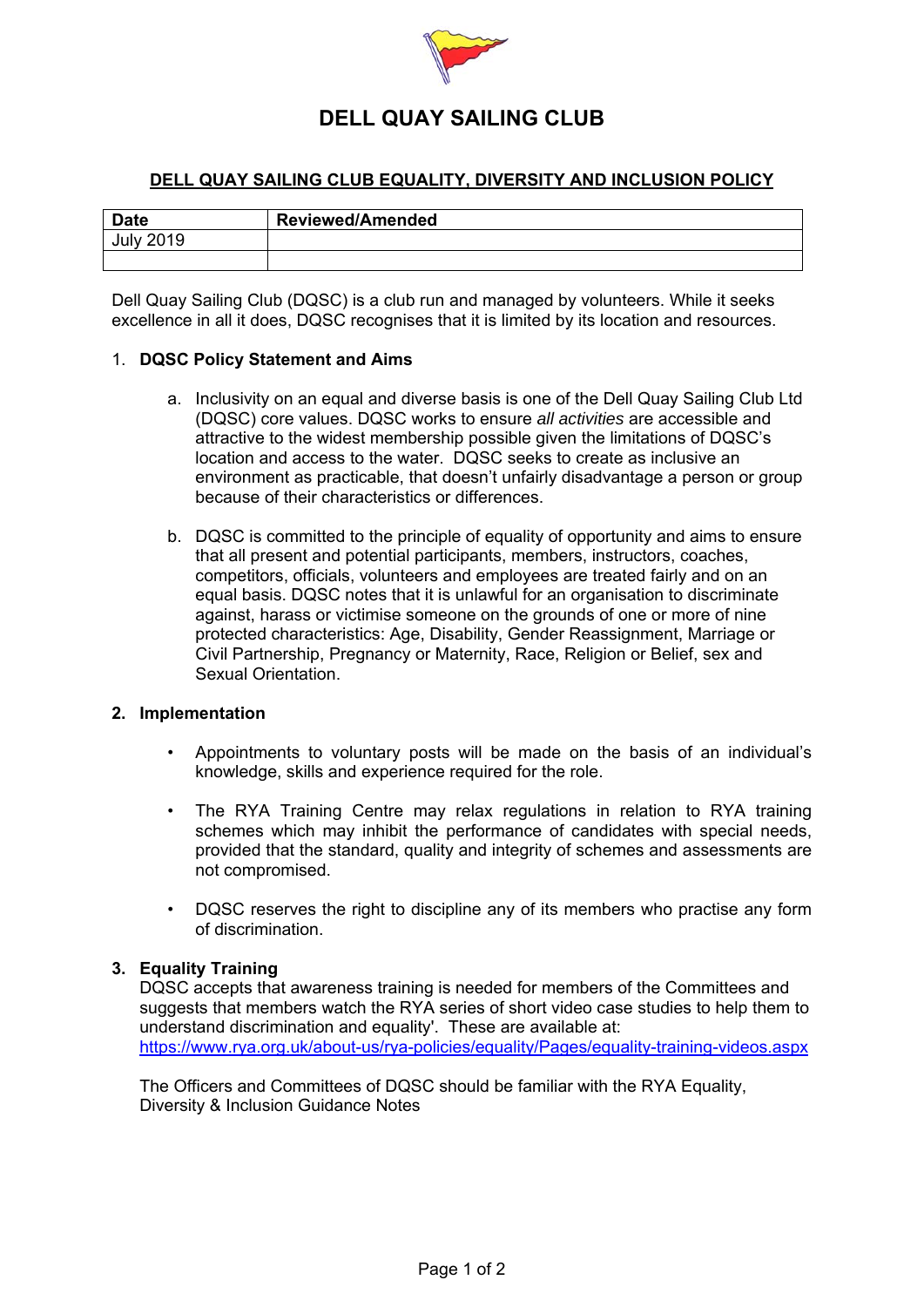# DELL QUAY SAILING CLUB

## DELL QUAY SAILING CLUB EQUALITY, DIVERSITY AND INCLUSION POLICY

| Date | Reviewed/Amended |
|---|---|
| July 2019 | |
| | |

Dell Quay Sailing Club (DQSC) is a club run and managed by volunteers. While it seeks excellence in all it does, DQSC recognises that it is limited by its location and resources.

1. **DQSC Policy Statement and Aims**

   a. Inclusivity on an equal and diverse basis is one of the Dell Quay Sailing Club Ltd (DQSC) core values. DQSC works to ensure *all activities* are accessible and attractive to the widest membership possible given the limitations of DQSC's location and access to the water. DQSC seeks to create as inclusive an environment as practicable, that doesn't unfairly disadvantage a person or group because of their characteristics or differences.

   b. DQSC is committed to the principle of equality of opportunity and aims to ensure that all present and potential participants, members, instructors, coaches, competitors, officials, volunteers and employees are treated fairly and on an equal basis. DQSC notes that it is unlawful for an organisation to discriminate against, harass or victimise someone on the grounds of one or more of nine protected characteristics: Age, Disability, Gender Reassignment, Marriage or Civil Partnership, Pregnancy or Maternity, Race, Religion or Belief, sex and Sexual Orientation.

2. **Implementation**

   - Appointments to voluntary posts will be made on the basis of an individual's knowledge, skills and experience required for the role.

   - The RYA Training Centre may relax regulations in relation to RYA training schemes which may inhibit the performance of candidates with special needs, provided that the standard, quality and integrity of schemes and assessments are not compromised.

   - DQSC reserves the right to discipline any of its members who practise any form of discrimination.

3. **Equality Training**

   DQSC accepts that awareness training is needed for members of the Committees and suggests that members watch the RYA series of short video case studies to help them to understand discrimination and equality'. These are available at: https://www.rya.org.uk/about-us/rya-policies/equality/Pages/equality-training-videos.aspx

   The Officers and Committees of DQSC should be familiar with the RYA Equality, Diversity & Inclusion Guidance Notes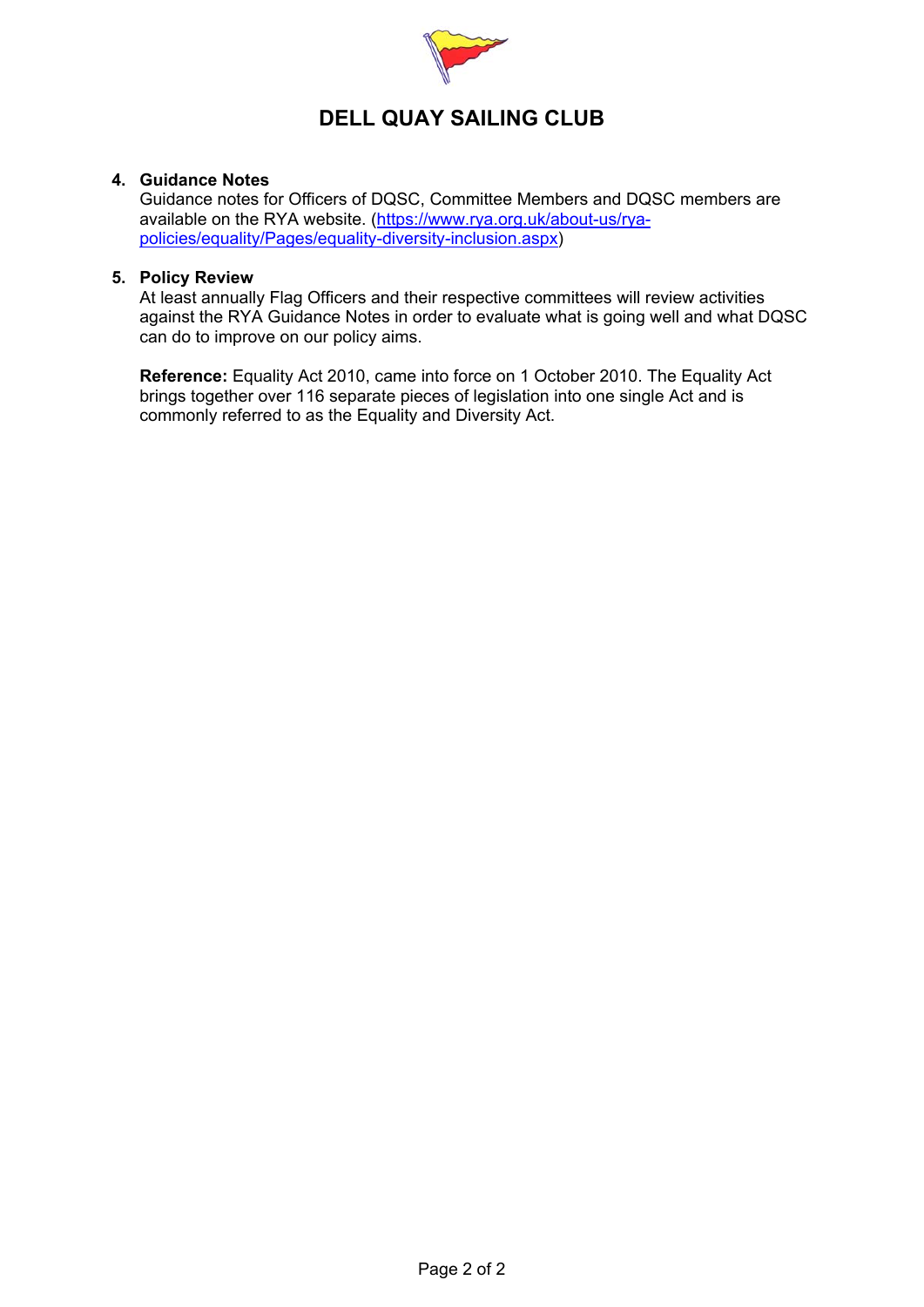# DELL QUAY SAILING CLUB

**4. Guidance Notes**

Guidance notes for Officers of DQSC, Committee Members and DQSC members are available on the RYA website. ([https://www.rya.org.uk/about-us/rya-policies/equality/Pages/equality-diversity-inclusion.aspx](https://www.rya.org.uk/about-us/rya-policies/equality/Pages/equality-diversity-inclusion.aspx))

**5. Policy Review**

At least annually Flag Officers and their respective committees will review activities against the RYA Guidance Notes in order to evaluate what is going well and what DQSC can do to improve on our policy aims.

**Reference:** Equality Act 2010, came into force on 1 October 2010. The Equality Act brings together over 116 separate pieces of legislation into one single Act and is commonly referred to as the Equality and Diversity Act.